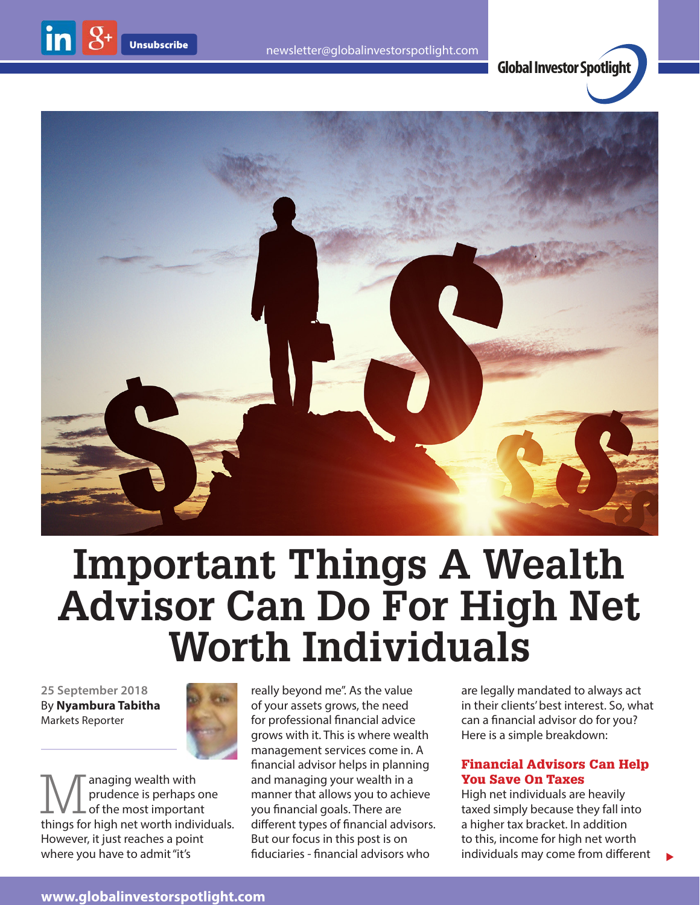# Important Things A Wealth Advisor Can Do For High Net Worth Individuals

25 September 2018
By **Nyambura Tabitha**
Markets Reporter

Managing wealth with prudence is perhaps one of the most important things for high net worth individuals. However, it just reaches a point where you have to admit "it's really beyond me". As the value of your assets grows, the need for professional financial advice grows with it. This is where wealth management services come in. A financial advisor helps in planning and managing your wealth in a manner that allows you to achieve you financial goals. There are different types of financial advisors. But our focus in this post is on fiduciaries - financial advisors who are legally mandated to always act in their clients' best interest. So, what can a financial advisor do for you? Here is a simple breakdown:

## Financial Advisors Can Help You Save On Taxes

High net individuals are heavily taxed simply because they fall into a higher tax bracket. In addition to this, income for high net worth individuals may come from different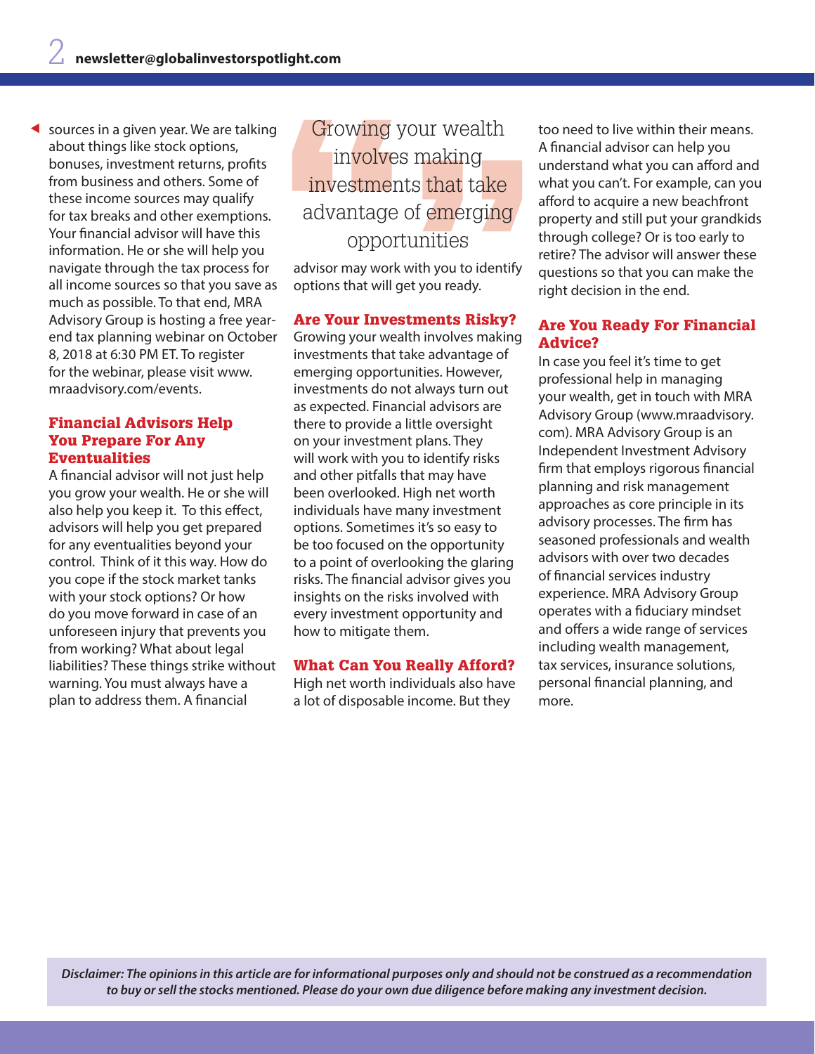sources in a given year. We are talking about things like stock options, bonuses, investment returns, profits from business and others. Some of these income sources may qualify for tax breaks and other exemptions. Your financial advisor will have this information. He or she will help you navigate through the tax process for all income sources so that you save as much as possible. To that end, MRA Advisory Group is hosting a free year-end tax planning webinar on October 8, 2018 at 6:30 PM ET. To register for the webinar, please visit www.mraadvisory.com/events.

## Financial Advisors Help You Prepare For Any Eventualities

A financial advisor will not just help you grow your wealth. He or she will also help you keep it. To this effect, advisors will help you get prepared for any eventualities beyond your control. Think of it this way. How do you cope if the stock market tanks with your stock options? Or how do you move forward in case of an unforeseen injury that prevents you from working? What about legal liabilities? These things strike without warning. You must always have a plan to address them. A financial advisor may work with you to identify options that will get you ready.

> Growing your wealth involves making investments that take advantage of emerging opportunities

## Are Your Investments Risky?

Growing your wealth involves making investments that take advantage of emerging opportunities. However, investments do not always turn out as expected. Financial advisors are there to provide a little oversight on your investment plans. They will work with you to identify risks and other pitfalls that may have been overlooked. High net worth individuals have many investment options. Sometimes it's so easy to be too focused on the opportunity to a point of overlooking the glaring risks. The financial advisor gives you insights on the risks involved with every investment opportunity and how to mitigate them.

## What Can You Really Afford?

High net worth individuals also have a lot of disposable income. But they too need to live within their means. A financial advisor can help you understand what you can afford and what you can't. For example, can you afford to acquire a new beachfront property and still put your grandkids through college? Or is too early to retire? The advisor will answer these questions so that you can make the right decision in the end.

## Are You Ready For Financial Advice?

In case you feel it's time to get professional help in managing your wealth, get in touch with MRA Advisory Group (www.mraadvisory.com). MRA Advisory Group is an Independent Investment Advisory firm that employs rigorous financial planning and risk management approaches as core principle in its advisory processes. The firm has seasoned professionals and wealth advisors with over two decades of financial services industry experience. MRA Advisory Group operates with a fiduciary mindset and offers a wide range of services including wealth management, tax services, insurance solutions, personal financial planning, and more.

***Disclaimer: The opinions in this article are for informational purposes only and should not be construed as a recommendation to buy or sell the stocks mentioned. Please do your own due diligence before making any investment decision.***